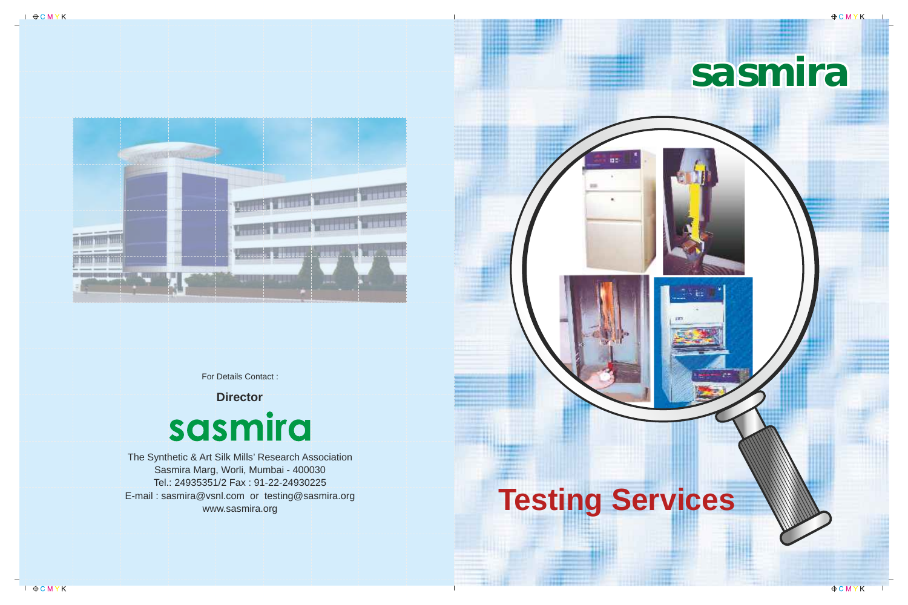For Details Contact :

**Director**

## sasmira

The Synthetic & Art Silk Mills' Research Association
Sasmira Marg, Worli, Mumbai - 400030
Tel.: 24935351/2 Fax : 91-22-24930225
E-mail : sasmira@vsnl.com or testing@sasmira.org
www.sasmira.org

# sasmira

# Testing Services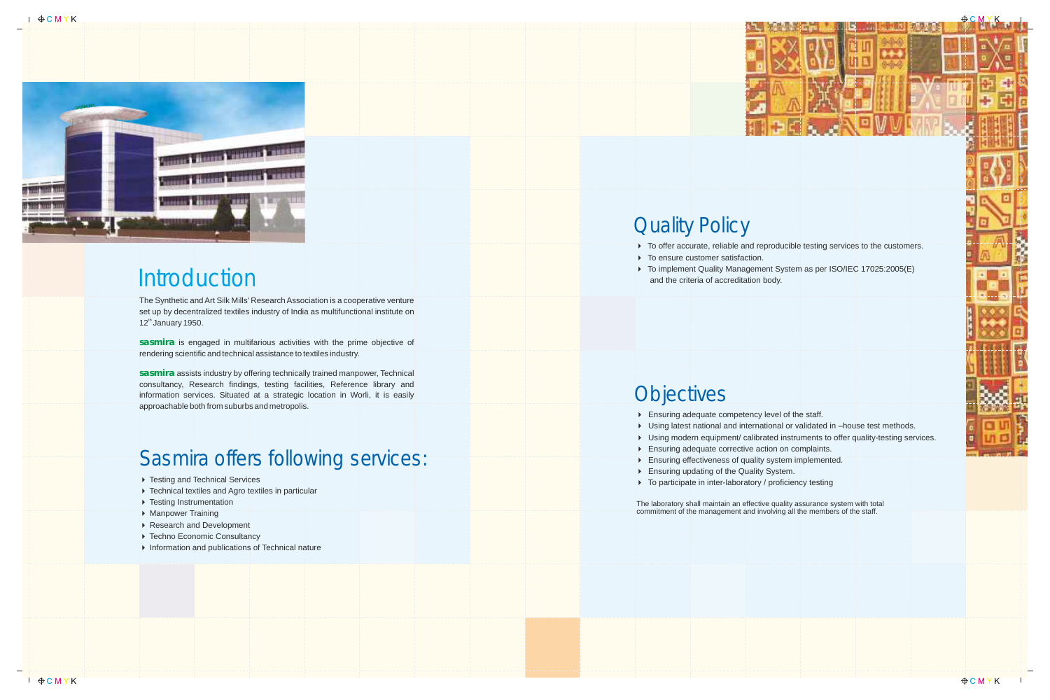## Introduction

The Synthetic and Art Silk Mills' Research Association is a cooperative venture set up by decentralized textiles industry of India as multifunctional institute on 12th January 1950.

**sasmira** is engaged in multifarious activities with the prime objective of rendering scientific and technical assistance to textiles industry.

**sasmira** assists industry by offering technically trained manpower, Technical consultancy, Research findings, testing facilities, Reference library and information services. Situated at a strategic location in Worli, it is easily approachable both from suburbs and metropolis.

## Sasmira offers following services:

- Testing and Technical Services
- Technical textiles and Agro textiles in particular
- Testing Instrumentation
- Manpower Training
- Research and Development
- Techno Economic Consultancy
- Information and publications of Technical nature

## Quality Policy

- To offer accurate, reliable and reproducible testing services to the customers.
- To ensure customer satisfaction.
- To implement Quality Management System as per ISO/IEC 17025:2005(E) and the criteria of accreditation body.

## Objectives

- Ensuring adequate competency level of the staff.
- Using latest national and international or validated in –house test methods.
- Using modern equipment/ calibrated instruments to offer quality-testing services.
- Ensuring adequate corrective action on complaints.
- Ensuring effectiveness of quality system implemented.
- Ensuring updating of the Quality System.
- To participate in inter-laboratory / proficiency testing

The laboratory shall maintain an effective quality assurance system with total commitment of the management and involving all the members of the staff.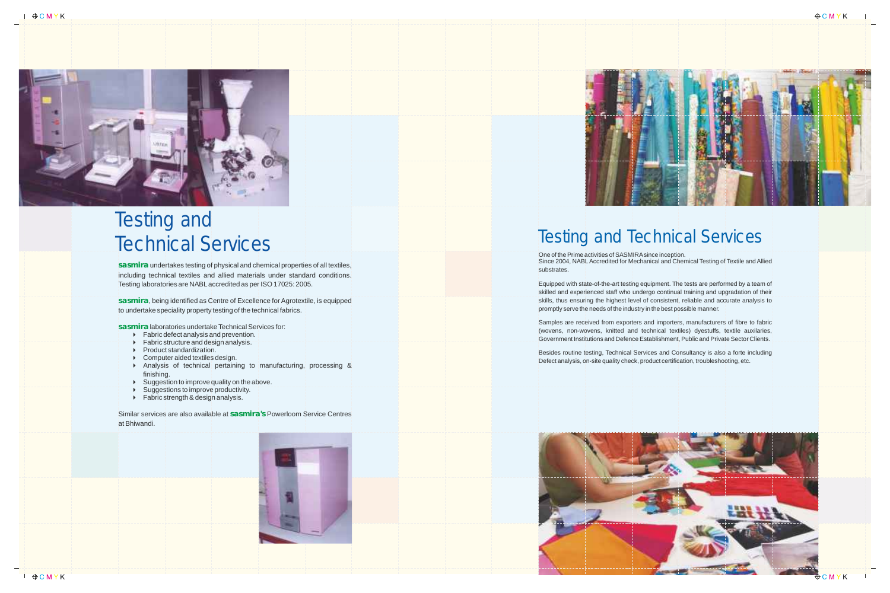# Testing and Technical Services

**sasmira** undertakes testing of physical and chemical properties of all textiles, including technical textiles and allied materials under standard conditions. Testing laboratories are NABL accredited as per ISO 17025: 2005.

**sasmira**, being identified as Centre of Excellence for Agrotextile, is equipped to undertake speciality property testing of the technical fabrics.

**sasmira** laboratories undertake Technical Services for:

- Fabric defect analysis and prevention.
- Fabric structure and design analysis.
- Product standardization.
- Computer aided textiles design.
- Analysis of technical pertaining to manufacturing, processing & finishing.
- Suggestion to improve quality on the above.
- Suggestions to improve productivity.
- Fabric strength & design analysis.

Similar services are also available at **sasmira's** Powerloom Service Centres at Bhiwandi.

# Testing and Technical Services

One of the Prime activities of SASMIRA since inception.
Since 2004, NABL Accredited for Mechanical and Chemical Testing of Textile and Allied substrates.

Equipped with state-of-the-art testing equipment. The tests are performed by a team of skilled and experienced staff who undergo continual training and upgradation of their skills, thus ensuring the highest level of consistent, reliable and accurate analysis to promptly serve the needs of the industry in the best possible manner.

Samples are received from exporters and importers, manufacturers of fibre to fabric (wovens, non-wovens, knitted and technical textiles) dyestuffs, textile auxilaries, Government Institutions and Defence Establishment, Public and Private Sector Clients.

Besides routine testing, Technical Services and Consultancy is also a forte including Defect analysis, on-site quality check, product certification, troubleshooting, etc.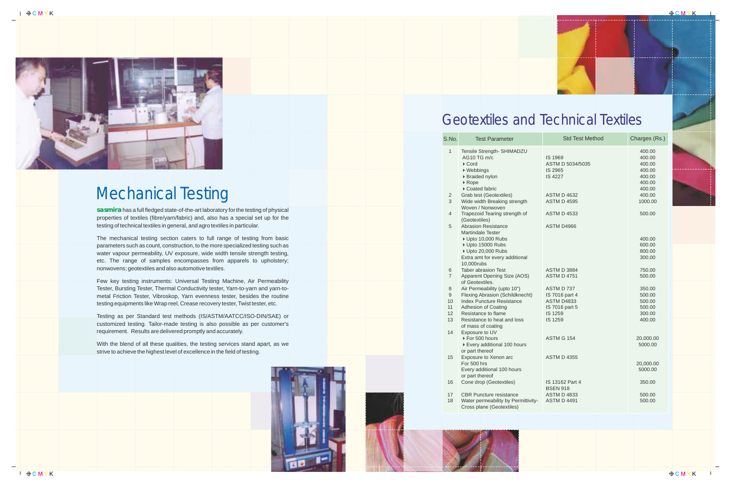# Mechanical Testing

**sasmira** has a full fledged state-of-the-art laboratory for the testing of physical properties of textiles (fibre/yarn/fabric) and, also has a special set up for the testing of technical textiles in general, and agro textiles in particular.

The mechanical testing section caters to full range of testing from basic parameters such as count, construction, to the more specialized testing such as water vapour permeability, UV exposure, wide width tensile strength testing, etc. The range of samples encompasses from apparels to upholstery; nonwovens; geotextiles and also automotive textiles.

Few key testing instruments: Universal Testing Machine, Air Permeability Tester, Bursting Tester, Thermal Conductivity tester, Yarn-to-yarn and yarn-to-metal Friction Tester, Vibroskop, Yarn evenness tester, besides the routine testing equipments like Wrap reel, Crease recovery tester, Twist tester, etc.

Testing as per Standard test methods (IS/ASTM/AATCC/ISO-DIN/SAE) or customized testing. Tailor-made testing is also possible as per customer's requirement. Results are delivered promptly and accurately.

With the blend of all these qualities, the testing services stand apart, as we strive to achieve the highest level of excellence in the field of testing.

# Geotextiles and Technical Textiles

| S.No. | Test Parameter | Std Test Method | Charges (Rs.) |
|---|---|---|---|
| 1 | Tensile Strength- SHIMADZU | | 400.00 |
| | AG10 TG m/c | IS 1969 | 400.00 |
| | ▸ Cord | ASTM D 5034/5035 | 400.00 |
| | ▸ Webbings | IS 2965 | 400.00 |
| | ▸ Braided nylon | IS 4227 | 400.00 |
| | ▸ Rope | | 400.00 |
| | ▸ Coated fabric | | 400.00 |
| 2 | Grab test (Geotextiles) | ASTM D 4632 | 400.00 |
| 3 | Wide width Breaking strength Woven / Nonwoven | ASTM D 4595 | 1000.00 |
| 4 | Trapezoid Tearing strength of (Geotextiles) | ASTM D 4533 | 500.00 |
| 5 | Abrasion Resistance Martindale Tester | ASTM D4966 | |
| | ▸ Upto 10,000 Rubs | | 400.00 |
| | ▸ Upto 15000 Rubs | | 600.00 |
| | ▸ Upto 20,000 Rubs | | 800.00 |
| | Extra amt for every additional 10,000rubs | | 300.00 |
| 6 | Taber abrasion Test | ASTM D 3884 | 750.00 |
| 7 | Apparent Opening Size (AOS) of Geotextiles. | ASTM D 4751 | 500.00 |
| 8 | Air Permeability (upto 10") | ASTM D 737 | 350.00 |
| 9 | Flexing Abrasion (Schildknecht) | IS 7016 part 4 | 500.00 |
| 10 | Index Puncture Resistance | ASTM D4833 | 500.00 |
| 11 | Adhesion of Coating | IS 7016 part 5 | 500.00 |
| 12 | Resistance to flame | IS 1259 | 300.00 |
| 13 | Resistance to heat and loss of mass of coating | IS 1259 | 400.00 |
| 14 | Exposure to UV | | |
| | ▸ For 500 hours | ASTM G 154 | 20,000.00 |
| | ▸ Every additional 100 hours or part thereof | | 5000.00 |
| 15 | Exposure to Xenon arc | ASTM D 4355 | |
| | For 500 hrs | | 20,000.00 |
| | Every additional 100 hours or part thereof | | 5000.00 |
| 16 | Cone drop (Geotextiles) | IS 13162 Part 4 BSEN 918 | 350.00 |
| 17 | CBR Puncture resistance | ASTM D 4833 | 500.00 |
| 18 | Water permeability by Permittivity-Cross plane (Geotextiles) | ASTM D 4491 | 500.00 |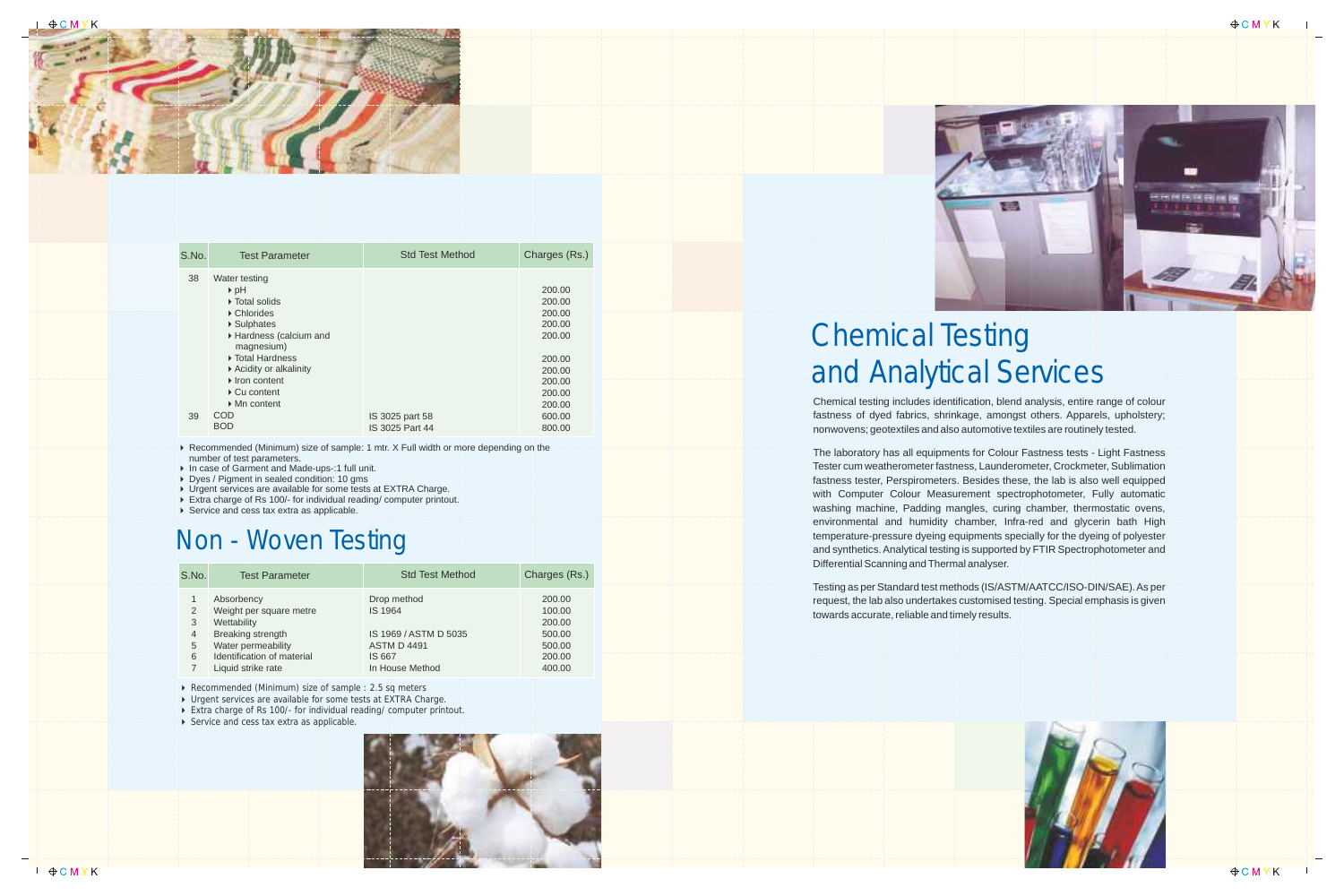| S.No. | Test Parameter | Std Test Method | Charges (Rs.) |
|---|---|---|---|
| 38 | Water testing | | |
| | ‣ pH | | 200.00 |
| | ‣ Total solids | | 200.00 |
| | ‣ Chlorides | | 200.00 |
| | ‣ Sulphates | | 200.00 |
| | ‣ Hardness (calcium and magnesium) | | 200.00 |
| | ‣ Total Hardness | | 200.00 |
| | ‣ Acidity or alkalinity | | 200.00 |
| | ‣ Iron content | | 200.00 |
| | ‣ Cu content | | 200.00 |
| | ‣ Mn content | | 200.00 |
| 39 | COD | IS 3025 part 58 | 600.00 |
| | BOD | IS 3025 Part 44 | 800.00 |

- Recommended (Minimum) size of sample: 1 mtr. X Full width or more depending on the number of test parameters.
- In case of Garment and Made-ups-:1 full unit.
- Dyes / Pigment in sealed condition: 10 gms
- Urgent services are available for some tests at EXTRA Charge.
- Extra charge of Rs 100/- for individual reading/ computer printout.
- Service and cess tax extra as applicable.

# Non - Woven Testing

| S.No. | Test Parameter | Std Test Method | Charges (Rs.) |
|---|---|---|---|
| 1 | Absorbency | Drop method | 200.00 |
| 2 | Weight per square metre | IS 1964 | 100.00 |
| 3 | Wettability | | 200.00 |
| 4 | Breaking strength | IS 1969 / ASTM D 5035 | 500.00 |
| 5 | Water permeability | ASTM D 4491 | 500.00 |
| 6 | Identification of material | IS 667 | 200.00 |
| 7 | Liquid strike rate | In House Method | 400.00 |

- Recommended (Minimum) size of sample : 2.5 sq meters
- Urgent services are available for some tests at EXTRA Charge.
- Extra charge of Rs 100/- for individual reading/ computer printout.
- Service and cess tax extra as applicable.

# Chemical Testing and Analytical Services

Chemical testing includes identification, blend analysis, entire range of colour fastness of dyed fabrics, shrinkage, amongst others. Apparels, upholstery; nonwovens; geotextiles and also automotive textiles are routinely tested.

The laboratory has all equipments for Colour Fastness tests - Light Fastness Tester cum weatherometer fastness, Launderometer, Crockmeter, Sublimation fastness tester, Perspirometers. Besides these, the lab is also well equipped with Computer Colour Measurement spectrophotometer, Fully automatic washing machine, Padding mangles, curing chamber, thermostatic ovens, environmental and humidity chamber, Infra-red and glycerin bath High temperature-pressure dyeing equipments specially for the dyeing of polyester and synthetics. Analytical testing is supported by FTIR Spectrophotometer and Differential Scanning and Thermal analyser.

Testing as per Standard test methods (IS/ASTM/AATCC/ISO-DIN/SAE). As per request, the lab also undertakes customised testing. Special emphasis is given towards accurate, reliable and timely results.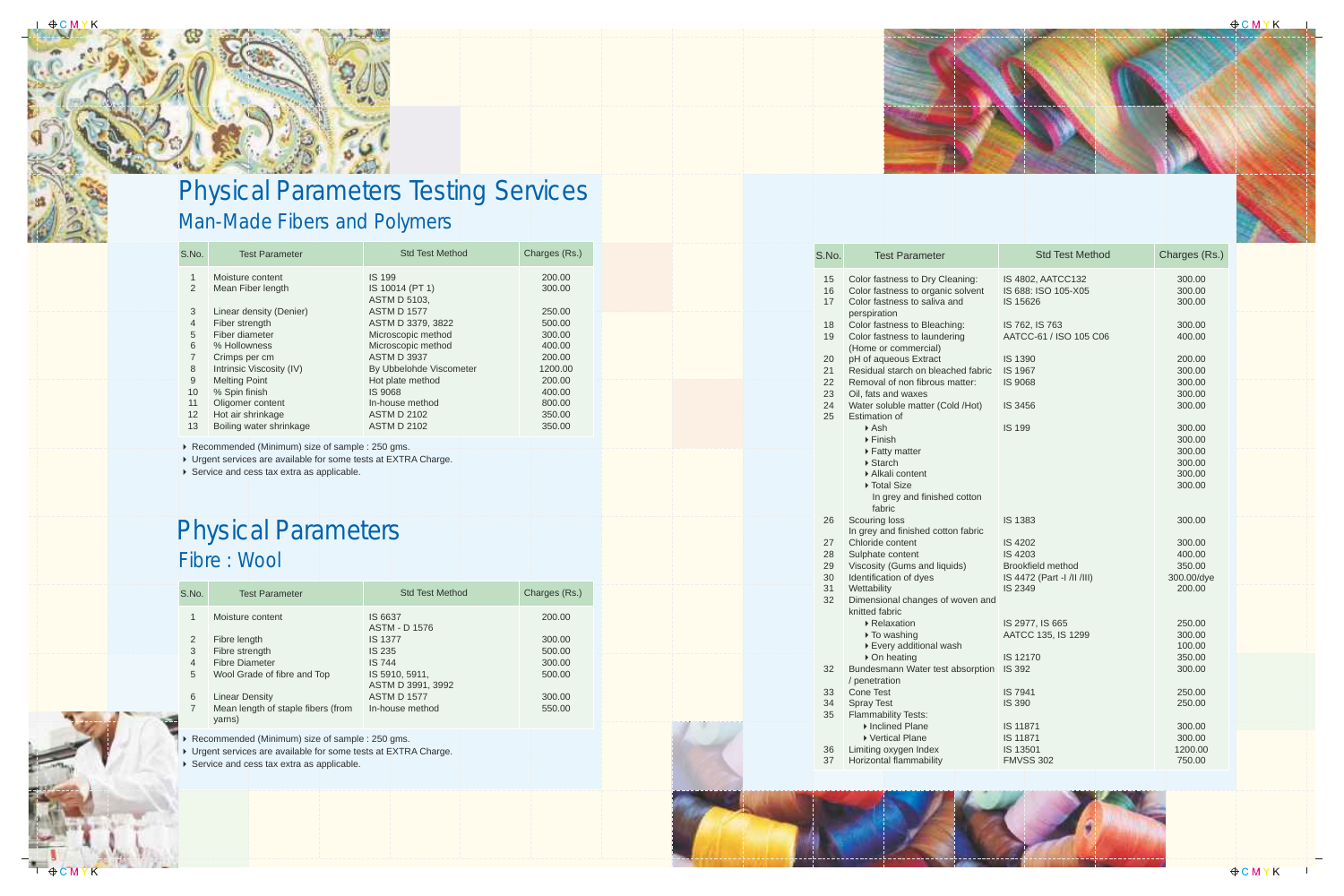# Physical Parameters Testing Services

## Man-Made Fibers and Polymers

| S.No. | Test Parameter | Std Test Method | Charges (Rs.) |
|---|---|---|---|
| 1 | Moisture content | IS 199 | 200.00 |
| 2 | Mean Fiber length | IS 10014 (PT 1) ASTM D 5103, | 300.00 |
| 3 | Linear density (Denier) | ASTM D 1577 | 250.00 |
| 4 | Fiber strength | ASTM D 3379, 3822 | 500.00 |
| 5 | Fiber diameter | Microscopic method | 300.00 |
| 6 | % Hollowness | Microscopic method | 400.00 |
| 7 | Crimps per cm | ASTM D 3937 | 200.00 |
| 8 | Intrinsic Viscosity (IV) | By Ubbelohde Viscometer | 1200.00 |
| 9 | Melting Point | Hot plate method | 200.00 |
| 10 | % Spin finish | IS 9068 | 400.00 |
| 11 | Oligomer content | In-house method | 800.00 |
| 12 | Hot air shrinkage | ASTM D 2102 | 350.00 |
| 13 | Boiling water shrinkage | ASTM D 2102 | 350.00 |

- Recommended (Minimum) size of sample : 250 gms.
- Urgent services are available for some tests at EXTRA Charge.
- Service and cess tax extra as applicable.

# Physical Parameters

## Fibre : Wool

| S.No. | Test Parameter | Std Test Method | Charges (Rs.) |
|---|---|---|---|
| 1 | Moisture content | IS 6637 ASTM - D 1576 | 200.00 |
| 2 | Fibre length | IS 1377 | 300.00 |
| 3 | Fibre strength | IS 235 | 500.00 |
| 4 | Fibre Diameter | IS 744 | 300.00 |
| 5 | Wool Grade of fibre and Top | IS 5910, 5911, ASTM D 3991, 3992 | 500.00 |
| 6 | Linear Density | ASTM D 1577 | 300.00 |
| 7 | Mean length of staple fibers (from yarns) | In-house method | 550.00 |

- Recommended (Minimum) size of sample : 250 gms.
- Urgent services are available for some tests at EXTRA Charge.
- Service and cess tax extra as applicable.

| S.No. | Test Parameter | Std Test Method | Charges (Rs.) |
|---|---|---|---|
| 15 | Color fastness to Dry Cleaning: | IS 4802, AATCC132 | 300.00 |
| 16 | Color fastness to organic solvent | IS 688: ISO 105-X05 | 300.00 |
| 17 | Color fastness to saliva and perspiration | IS 15626 | 300.00 |
| 18 | Color fastness to Bleaching: | IS 762, IS 763 | 300.00 |
| 19 | Color fastness to laundering (Home or commercial) | AATCC-61 / ISO 105 C06 | 400.00 |
| 20 | pH of aqueous Extract | IS 1390 | 200.00 |
| 21 | Residual starch on bleached fabric | IS 1967 | 300.00 |
| 22 | Removal of non fibrous matter: | IS 9068 | 300.00 |
| 23 | Oil, fats and waxes | | 300.00 |
| 24 | Water soluble matter (Cold /Hot) | IS 3456 | 300.00 |
| 25 | Estimation of | | |
| | ▸ Ash | IS 199 | 300.00 |
| | ▸ Finish | | 300.00 |
| | ▸ Fatty matter | | 300.00 |
| | ▸ Starch | | 300.00 |
| | ▸ Alkali content | | 300.00 |
| | ▸ Total Size In grey and finished cotton fabric | | 300.00 |
| 26 | Scouring loss In grey and finished cotton fabric | IS 1383 | 300.00 |
| 27 | Chloride content | IS 4202 | 300.00 |
| 28 | Sulphate content | IS 4203 | 400.00 |
| 29 | Viscosity (Gums and liquids) | Brookfield method | 350.00 |
| 30 | Identification of dyes | IS 4472 (Part -I /II /III) | 300.00/dye |
| 31 | Wettability | IS 2349 | 200.00 |
| 32 | Dimensional changes of woven and knitted fabric | | |
| | ▸ Relaxation | IS 2977, IS 665 | 250.00 |
| | ▸ To washing | AATCC 135, IS 1299 | 300.00 |
| | ▸ Every additional wash | | 100.00 |
| | ▸ On heating | IS 12170 | 350.00 |
| 32 | Bundesmann Water test absorption / penetration | IS 392 | 300.00 |
| 33 | Cone Test | IS 7941 | 250.00 |
| 34 | Spray Test | IS 390 | 250.00 |
| 35 | Flammability Tests: | | |
| | ▸ Inclined Plane | IS 11871 | 300.00 |
| | ▸ Vertical Plane | IS 11871 | 300.00 |
| 36 | Limiting oxygen Index | IS 13501 | 1200.00 |
| 37 | Horizontal flammability | FMVSS 302 | 750.00 |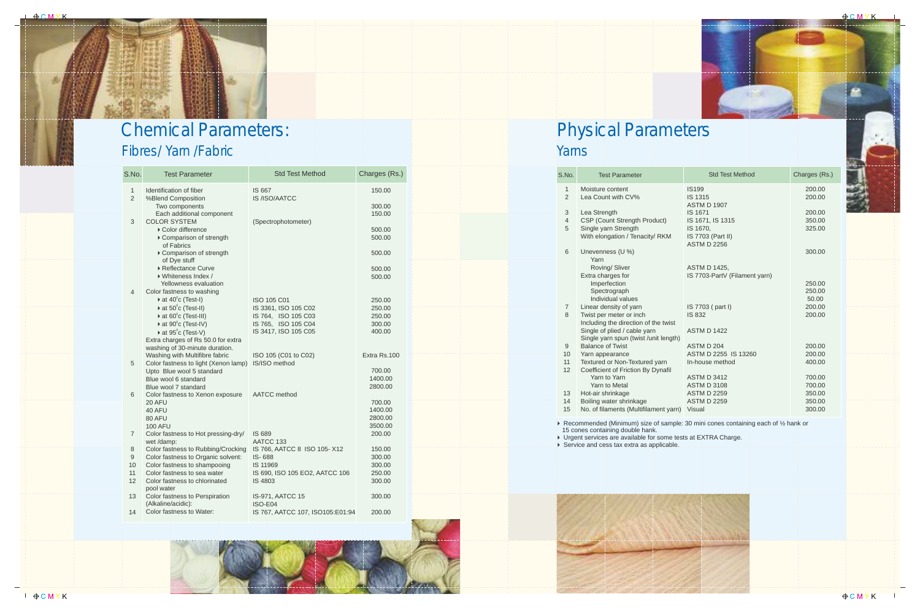# Chemical Parameters:

## Fibres/ Yarn /Fabric

| S.No. | Test Parameter | Std Test Method | Charges (Rs.) |
|---|---|---|---|
| 1 | Identification of fiber | IS 667 | 150.00 |
| 2 | %Blend Composition | IS /ISO/AATCC | |
| | Two components | | 300.00 |
| | Each additional component | | 150.00 |
| 3 | COLOR SYSTEM | (Spectrophotometer) | |
| | ▸ Color difference | | 500.00 |
| | ▸ Comparison of strength of Fabrics | | 500.00 |
| | ▸ Comparison of strength of Dye stuff | | 500.00 |
| | ▸ Reflectance Curve | | 500.00 |
| | ▸ Whiteness Index / Yellowness evaluation | | 500.00 |
| 4 | Color fastness to washing | | |
| | ▸ at 40°c (Test-I) | ISO 105 C01 | 250.00 |
| | ▸ at 50°c (Test-II) | IS 3361, ISO 105 C02 | 250.00 |
| | ▸ at 60°c (Test-III) | IS 764, ISO 105 C03 | 250.00 |
| | ▸ at 90°c (Test-IV) | IS 765, ISO 105 C04 | 300.00 |
| | ▸ at 95°c (Test-V) | IS 3417, ISO 105 C05 | 400.00 |
| | Extra charges of Rs 50.0 for extra washing of 30-minute duration. | | |
| | Washing with Multifibre fabric | ISO 105 (C01 to C02) | Extra Rs.100 |
| 5 | Color fastness to light (Xenon lamp) | IS/ISO method | |
| | Upto Blue wool 5 standard | | 700.00 |
| | Blue wool 6 standard | | 1400.00 |
| | Blue wool 7 standard | | 2800.00 |
| 6 | Color fastness to Xenon exposure | AATCC method | |
| | 20 AFU | | 700.00 |
| | 40 AFU | | 1400.00 |
| | 80 AFU | | 2800.00 |
| | 100 AFU | | 3500.00 |
| 7 | Color fastness to Hot pressing-dry/ wet /damp: | IS 689 AATCC 133 | 200.00 |
| 8 | Color fastness to Rubbing/Crocking | IS 766, AATCC 8 ISO 105- X12 | 150.00 |
| 9 | Color fastness to Organic solvent: | IS- 688 | 300.00 |
| 10 | Color fastness to shampooing | IS 11969 | 300.00 |
| 11 | Color fastness to sea water | IS 690, ISO 105 EO2, AATCC 106 | 250.00 |
| 12 | Color fastness to chlorinated pool water | IS 4803 | 300.00 |
| 13 | Color fastness to Perspiration (Alkaline/acidic): | IS-971, AATCC 15 ISO-E04 | 300.00 |
| 14 | Color fastness to Water: | IS 767, AATCC 107, ISO105:E01:94 | 200.00 |

# Physical Parameters

## Yarns

| S.No. | Test Parameter | Std Test Method | Charges (Rs.) |
|---|---|---|---|
| 1 | Moisture content | IS199 | 200.00 |
| 2 | Lea Count with CV% | IS 1315 ASTM D 1907 | 200.00 |
| 3 | Lea Strength | IS 1671 | 200.00 |
| 4 | CSP (Count Strength Product) | IS 1671, IS 1315 | 350.00 |
| 5 | Single yarn Strength With elongation / Tenacity/ RKM | IS 1670, IS 7703 (Part II) ASTM D 2256 | 325.00 |
| 6 | Unevenness (U %) | | 300.00 |
| | Yarn | | |
| | Roving/ Sliver | ASTM D 1425, | |
| | Extra charges for | IS 7703-PartV (Filament yarn) | |
| | Imperfection | | 250.00 |
| | Spectrograph | | 250.00 |
| | Individual values | | 50.00 |
| 7 | Linear density of yarn | IS 7703 ( part I) | 200.00 |
| 8 | Twist per meter or inch Including the direction of the twist | IS 832 | 200.00 |
| | Single of plied / cable yarn | ASTM D 1422 | |
| | Single yarn spun (twist /unit length) | | |
| 9 | Balance of Twist | ASTM D 204 | 200.00 |
| 10 | Yarn appearance | ASTM D 2255 IS 13260 | 200.00 |
| 11 | Textured or Non-Textured yarn | In-house method | 400.00 |
| 12 | Coefficient of Friction By Dynafil | | |
| | Yarn to Yarn | ASTM D 3412 | 700.00 |
| | Yarn to Metal | ASTM D 3108 | 700.00 |
| 13 | Hot-air shrinkage | ASTM D 2259 | 350.00 |
| 14 | Boiling water shrinkage | ASTM D 2259 | 350.00 |
| 15 | No. of filaments (Multifilament yarn) | Visual | 300.00 |

- Recommended (Minimum) size of sample: 30 mini cones containing each of ½ hank or 15 cones containing double hank.
- Urgent services are available for some tests at EXTRA Charge.
- Service and cess tax extra as applicable.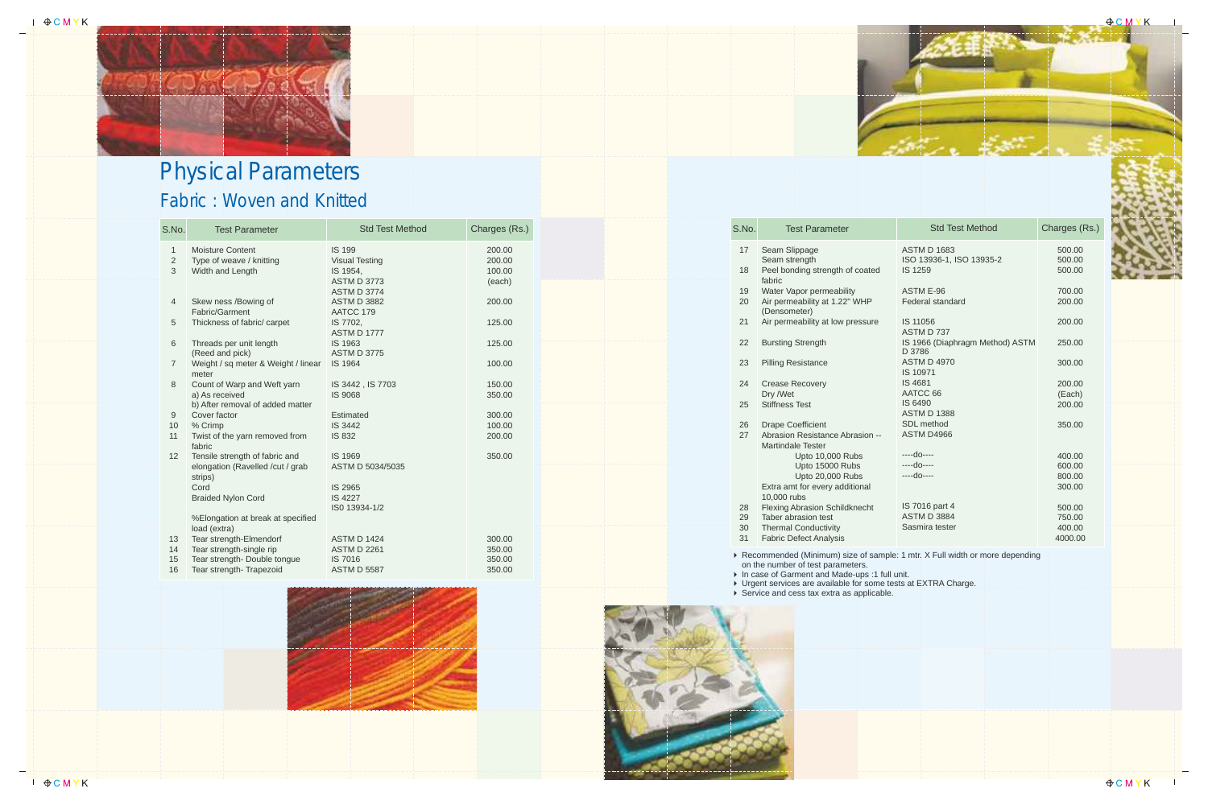# Physical Parameters

## Fabric : Woven and Knitted

| S.No. | Test Parameter | Std Test Method | Charges (Rs.) |
|---|---|---|---|
| 1 | Moisture Content | IS 199 | 200.00 |
| 2 | Type of weave / knitting | Visual Testing | 200.00 |
| 3 | Width and Length | IS 1954, ASTM D 3773 ASTM D 3774 | 100.00 (each) |
| 4 | Skew ness /Bowing of Fabric/Garment | ASTM D 3882 AATCC 179 | 200.00 |
| 5 | Thickness of fabric/ carpet | IS 7702, ASTM D 1777 | 125.00 |
| 6 | Threads per unit length (Reed and pick) | IS 1963 ASTM D 3775 | 125.00 |
| 7 | Weight / sq meter & Weight / linear meter | IS 1964 | 100.00 |
| 8 | Count of Warp and Weft yarn a) As received | IS 3442 , IS 7703 | 150.00 |
| | b) After removal of added matter | IS 9068 | 350.00 |
| 9 | Cover factor | Estimated | 300.00 |
| 10 | % Crimp | IS 3442 | 100.00 |
| 11 | Twist of the yarn removed from fabric | IS 832 | 200.00 |
| 12 | Tensile strength of fabric and elongation (Ravelled /cut / grab strips) | IS 1969 ASTM D 5034/5035 | 350.00 |
| | Cord | IS 2965 | |
| | Braided Nylon Cord | IS 4227 IS0 13934-1/2 | |
| | %Elongation at break at specified load (extra) | | |
| 13 | Tear strength-Elmendorf | ASTM D 1424 | 300.00 |
| 14 | Tear strength-single rip | ASTM D 2261 | 350.00 |
| 15 | Tear strength- Double tongue | IS 7016 | 350.00 |
| 16 | Tear strength- Trapezoid | ASTM D 5587 | 350.00 |
| 17 | Seam Slippage | ASTM D 1683 | 500.00 |
| | Seam strength | ISO 13936-1, ISO 13935-2 | 500.00 |
| 18 | Peel bonding strength of coated fabric | IS 1259 | 500.00 |
| 19 | Water Vapor permeability | ASTM E-96 | 700.00 |
| 20 | Air permeability at 1.22" WHP (Densometer) | Federal standard | 200.00 |
| 21 | Air permeability at low pressure | IS 11056 ASTM D 737 | 200.00 |
| 22 | Bursting Strength | IS 1966 (Diaphragm Method) ASTM D 3786 | 250.00 |
| 23 | Pilling Resistance | ASTM D 4970 IS 10971 | 300.00 |
| 24 | Crease Recovery Dry /Wet | IS 4681 AATCC 66 | 200.00 (Each) |
| 25 | Stiffness Test | IS 6490 ASTM D 1388 | 200.00 |
| 26 | Drape Coefficient | SDL method | 350.00 |
| 27 | Abrasion Resistance Abrasion -- Martindale Tester | ASTM D4966 | |
| | Upto 10,000 Rubs | ----do---- | 400.00 |
| | Upto 15000 Rubs | ----do---- | 600.00 |
| | Upto 20,000 Rubs | ----do---- | 800.00 |
| | Extra amt for every additional 10,000 rubs | | 300.00 |
| 28 | Flexing Abrasion Schildknecht | IS 7016 part 4 | 500.00 |
| 29 | Taber abrasion test | ASTM D 3884 | 750.00 |
| 30 | Thermal Conductivity | Sasmira tester | 400.00 |
| 31 | Fabric Defect Analysis | | 4000.00 |

- Recommended (Minimum) size of sample: 1 mtr. X Full width or more depending on the number of test parameters.
- In case of Garment and Made-ups :1 full unit.
- Urgent services are available for some tests at EXTRA Charge.
- Service and cess tax extra as applicable.